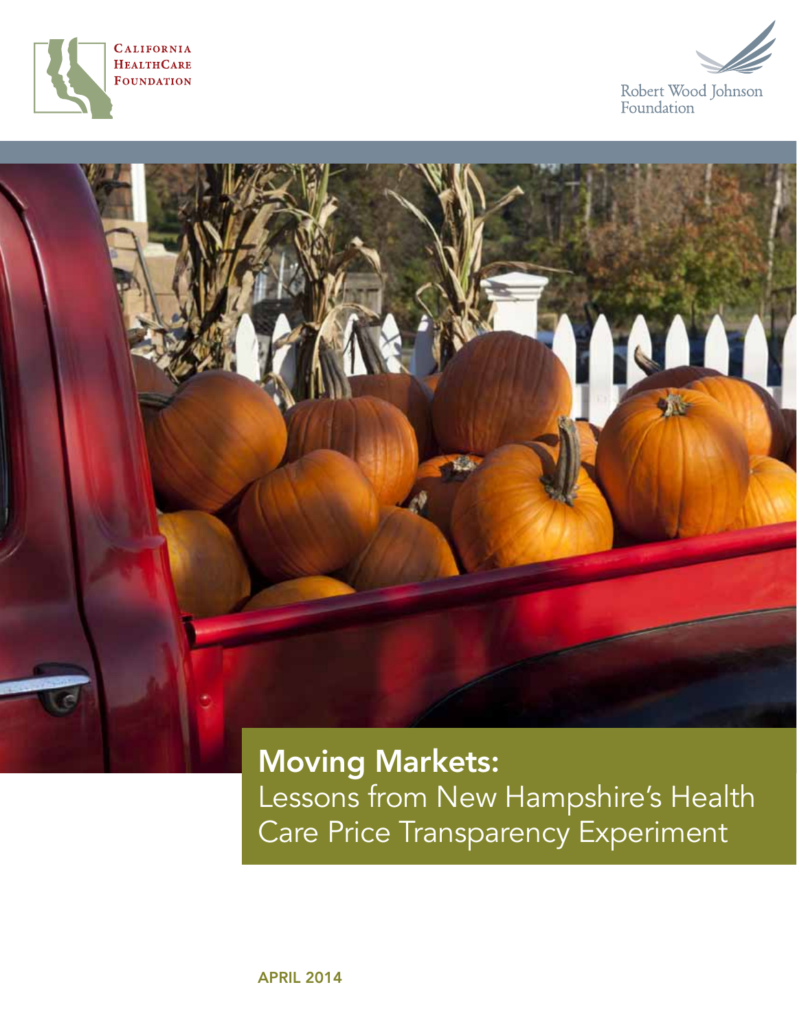California HealthCare Foundation

Robert Wood Johnson Foundation

# Moving Markets:
## Lessons from New Hampshire's Health Care Price Transparency Experiment

APRIL 2014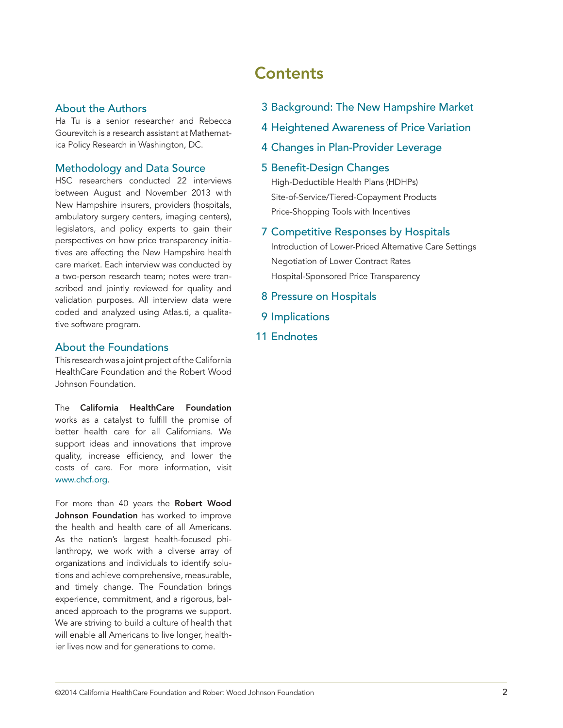## About the Authors

Ha Tu is a senior researcher and Rebecca Gourevitch is a research assistant at Mathematica Policy Research in Washington, DC.

## Methodology and Data Source

HSC researchers conducted 22 interviews between August and November 2013 with New Hampshire insurers, providers (hospitals, ambulatory surgery centers, imaging centers), legislators, and policy experts to gain their perspectives on how price transparency initiatives are affecting the New Hampshire health care market. Each interview was conducted by a two-person research team; notes were transcribed and jointly reviewed for quality and validation purposes. All interview data were coded and analyzed using Atlas.ti, a qualitative software program.

## About the Foundations

This research was a joint project of the California HealthCare Foundation and the Robert Wood Johnson Foundation.

The **California HealthCare Foundation** works as a catalyst to fulfill the promise of better health care for all Californians. We support ideas and innovations that improve quality, increase efficiency, and lower the costs of care. For more information, visit www.chcf.org.

For more than 40 years the **Robert Wood Johnson Foundation** has worked to improve the health and health care of all Americans. As the nation's largest health-focused philanthropy, we work with a diverse array of organizations and individuals to identify solutions and achieve comprehensive, measurable, and timely change. The Foundation brings experience, commitment, and a rigorous, balanced approach to the programs we support. We are striving to build a culture of health that will enable all Americans to live longer, healthier lives now and for generations to come.

# Contents

- 3 Background: The New Hampshire Market
- 4 Heightened Awareness of Price Variation
- 4 Changes in Plan-Provider Leverage
- 5 Benefit-Design Changes
  - High-Deductible Health Plans (HDHPs)
  - Site-of-Service/Tiered-Copayment Products
  - Price-Shopping Tools with Incentives
- 7 Competitive Responses by Hospitals
  - Introduction of Lower-Priced Alternative Care Settings
  - Negotiation of Lower Contract Rates
  - Hospital-Sponsored Price Transparency
- 8 Pressure on Hospitals
- 9 Implications
- 11 Endnotes

©2014 California HealthCare Foundation and Robert Wood Johnson Foundation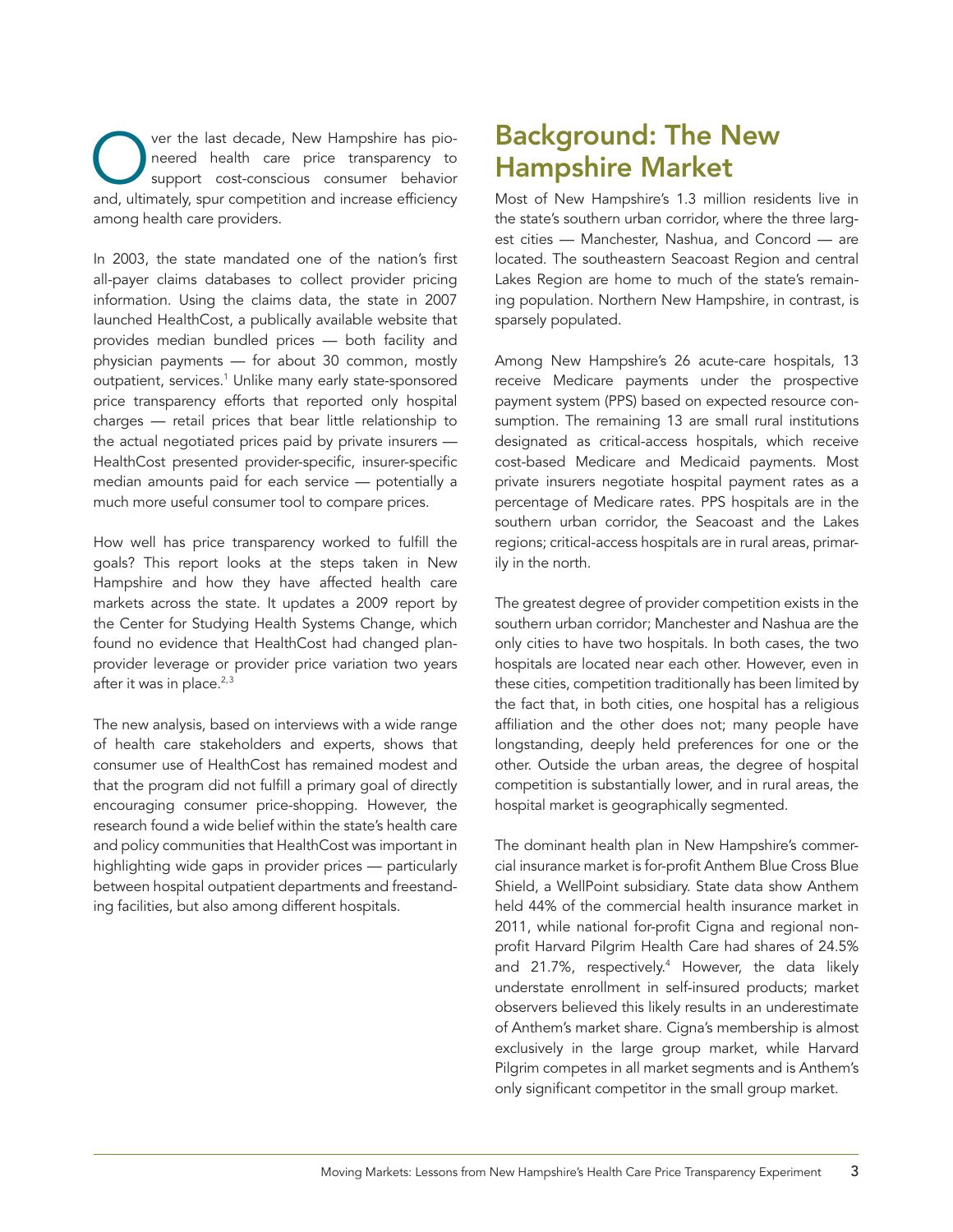Over the last decade, New Hampshire has pioneered health care price transparency to support cost-conscious consumer behavior and, ultimately, spur competition and increase efficiency among health care providers.

In 2003, the state mandated one of the nation's first all-payer claims databases to collect provider pricing information. Using the claims data, the state in 2007 launched HealthCost, a publically available website that provides median bundled prices — both facility and physician payments — for about 30 common, mostly outpatient, services.[1] Unlike many early state-sponsored price transparency efforts that reported only hospital charges — retail prices that bear little relationship to the actual negotiated prices paid by private insurers — HealthCost presented provider-specific, insurer-specific median amounts paid for each service — potentially a much more useful consumer tool to compare prices.

How well has price transparency worked to fulfill the goals? This report looks at the steps taken in New Hampshire and how they have affected health care markets across the state. It updates a 2009 report by the Center for Studying Health Systems Change, which found no evidence that HealthCost had changed plan-provider leverage or provider price variation two years after it was in place.[2,3]

The new analysis, based on interviews with a wide range of health care stakeholders and experts, shows that consumer use of HealthCost has remained modest and that the program did not fulfill a primary goal of directly encouraging consumer price-shopping. However, the research found a wide belief within the state's health care and policy communities that HealthCost was important in highlighting wide gaps in provider prices — particularly between hospital outpatient departments and freestanding facilities, but also among different hospitals.

## Background: The New Hampshire Market

Most of New Hampshire's 1.3 million residents live in the state's southern urban corridor, where the three largest cities — Manchester, Nashua, and Concord — are located. The southeastern Seacoast Region and central Lakes Region are home to much of the state's remaining population. Northern New Hampshire, in contrast, is sparsely populated.

Among New Hampshire's 26 acute-care hospitals, 13 receive Medicare payments under the prospective payment system (PPS) based on expected resource consumption. The remaining 13 are small rural institutions designated as critical-access hospitals, which receive cost-based Medicare and Medicaid payments. Most private insurers negotiate hospital payment rates as a percentage of Medicare rates. PPS hospitals are in the southern urban corridor, the Seacoast and the Lakes regions; critical-access hospitals are in rural areas, primarily in the north.

The greatest degree of provider competition exists in the southern urban corridor; Manchester and Nashua are the only cities to have two hospitals. In both cases, the two hospitals are located near each other. However, even in these cities, competition traditionally has been limited by the fact that, in both cities, one hospital has a religious affiliation and the other does not; many people have longstanding, deeply held preferences for one or the other. Outside the urban areas, the degree of hospital competition is substantially lower, and in rural areas, the hospital market is geographically segmented.

The dominant health plan in New Hampshire's commercial insurance market is for-profit Anthem Blue Cross Blue Shield, a WellPoint subsidiary. State data show Anthem held 44% of the commercial health insurance market in 2011, while national for-profit Cigna and regional nonprofit Harvard Pilgrim Health Care had shares of 24.5% and 21.7%, respectively.[4] However, the data likely understate enrollment in self-insured products; market observers believed this likely results in an underestimate of Anthem's market share. Cigna's membership is almost exclusively in the large group market, while Harvard Pilgrim competes in all market segments and is Anthem's only significant competitor in the small group market.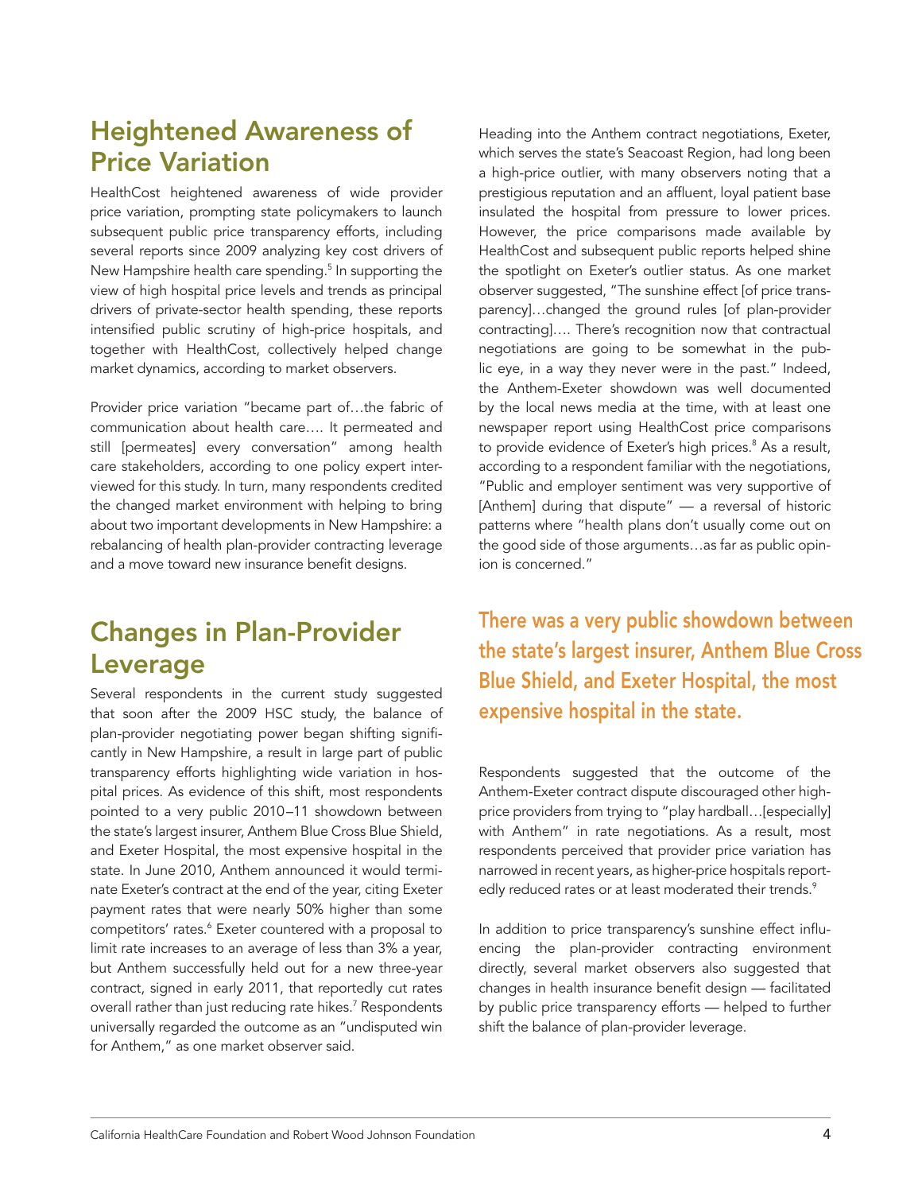## Heightened Awareness of Price Variation

HealthCost heightened awareness of wide provider price variation, prompting state policymakers to launch subsequent public price transparency efforts, including several reports since 2009 analyzing key cost drivers of New Hampshire health care spending.[5] In supporting the view of high hospital price levels and trends as principal drivers of private-sector health spending, these reports intensified public scrutiny of high-price hospitals, and together with HealthCost, collectively helped change market dynamics, according to market observers.

Provider price variation "became part of…the fabric of communication about health care…. It permeated and still [permeates] every conversation" among health care stakeholders, according to one policy expert interviewed for this study. In turn, many respondents credited the changed market environment with helping to bring about two important developments in New Hampshire: a rebalancing of health plan-provider contracting leverage and a move toward new insurance benefit designs.

## Changes in Plan-Provider Leverage

Several respondents in the current study suggested that soon after the 2009 HSC study, the balance of plan-provider negotiating power began shifting significantly in New Hampshire, a result in large part of public transparency efforts highlighting wide variation in hospital prices. As evidence of this shift, most respondents pointed to a very public 2010–11 showdown between the state's largest insurer, Anthem Blue Cross Blue Shield, and Exeter Hospital, the most expensive hospital in the state. In June 2010, Anthem announced it would terminate Exeter's contract at the end of the year, citing Exeter payment rates that were nearly 50% higher than some competitors' rates.[6] Exeter countered with a proposal to limit rate increases to an average of less than 3% a year, but Anthem successfully held out for a new three-year contract, signed in early 2011, that reportedly cut rates overall rather than just reducing rate hikes.[7] Respondents universally regarded the outcome as an "undisputed win for Anthem," as one market observer said.

Heading into the Anthem contract negotiations, Exeter, which serves the state's Seacoast Region, had long been a high-price outlier, with many observers noting that a prestigious reputation and an affluent, loyal patient base insulated the hospital from pressure to lower prices. However, the price comparisons made available by HealthCost and subsequent public reports helped shine the spotlight on Exeter's outlier status. As one market observer suggested, "The sunshine effect [of price transparency]…changed the ground rules [of plan-provider contracting]…. There's recognition now that contractual negotiations are going to be somewhat in the public eye, in a way they never were in the past." Indeed, the Anthem-Exeter showdown was well documented by the local news media at the time, with at least one newspaper report using HealthCost price comparisons to provide evidence of Exeter's high prices.[8] As a result, according to a respondent familiar with the negotiations, "Public and employer sentiment was very supportive of [Anthem] during that dispute" — a reversal of historic patterns where "health plans don't usually come out on the good side of those arguments…as far as public opinion is concerned."

**There was a very public showdown between the state's largest insurer, Anthem Blue Cross Blue Shield, and Exeter Hospital, the most expensive hospital in the state.**

Respondents suggested that the outcome of the Anthem-Exeter contract dispute discouraged other high-price providers from trying to "play hardball…[especially] with Anthem" in rate negotiations. As a result, most respondents perceived that provider price variation has narrowed in recent years, as higher-price hospitals reportedly reduced rates or at least moderated their trends.[9]

In addition to price transparency's sunshine effect influencing the plan-provider contracting environment directly, several market observers also suggested that changes in health insurance benefit design — facilitated by public price transparency efforts — helped to further shift the balance of plan-provider leverage.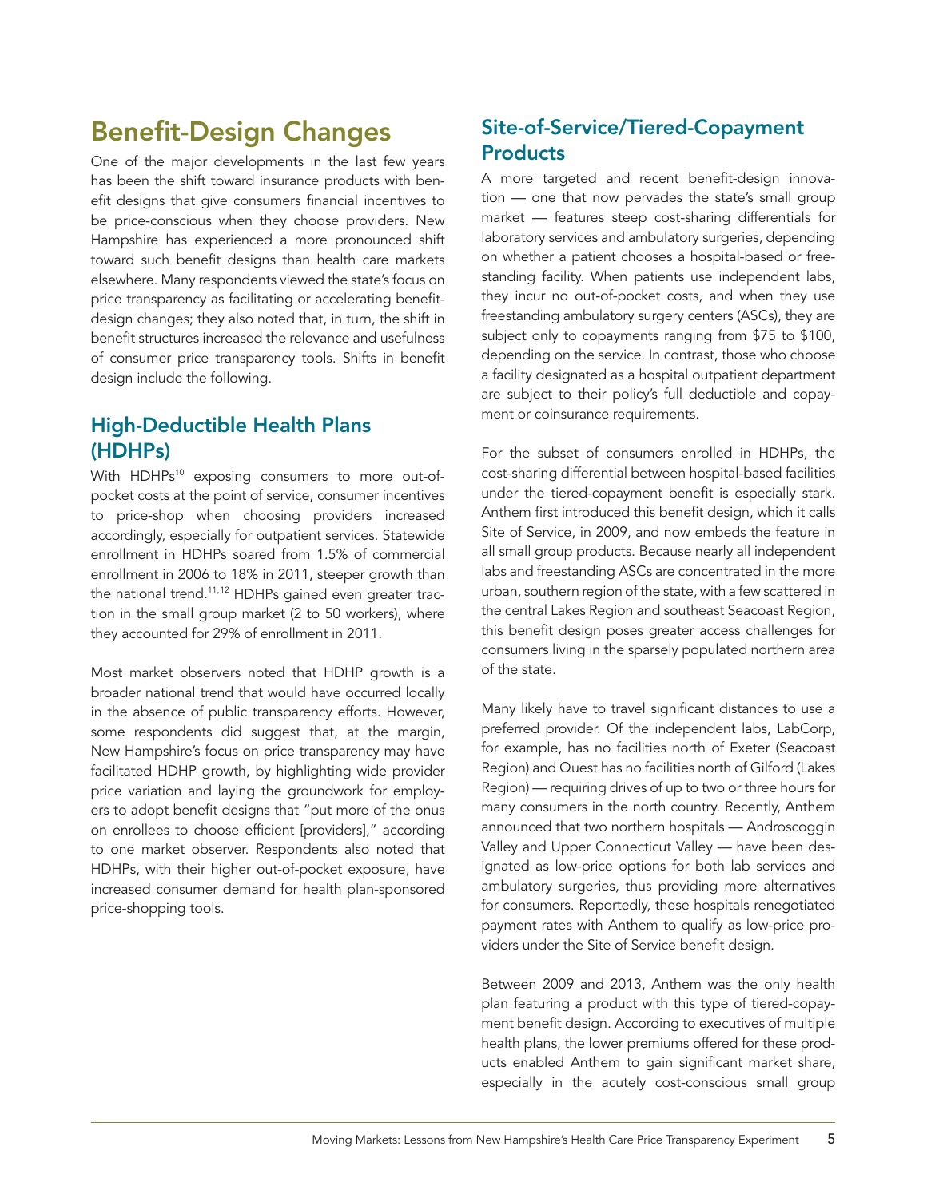## Benefit-Design Changes

One of the major developments in the last few years has been the shift toward insurance products with benefit designs that give consumers financial incentives to be price-conscious when they choose providers. New Hampshire has experienced a more pronounced shift toward such benefit designs than health care markets elsewhere. Many respondents viewed the state's focus on price transparency as facilitating or accelerating benefit-design changes; they also noted that, in turn, the shift in benefit structures increased the relevance and usefulness of consumer price transparency tools. Shifts in benefit design include the following.

### High-Deductible Health Plans (HDHPs)

With HDHPs[10] exposing consumers to more out-of-pocket costs at the point of service, consumer incentives to price-shop when choosing providers increased accordingly, especially for outpatient services. Statewide enrollment in HDHPs soared from 1.5% of commercial enrollment in 2006 to 18% in 2011, steeper growth than the national trend.[11,12] HDHPs gained even greater traction in the small group market (2 to 50 workers), where they accounted for 29% of enrollment in 2011.

Most market observers noted that HDHP growth is a broader national trend that would have occurred locally in the absence of public transparency efforts. However, some respondents did suggest that, at the margin, New Hampshire's focus on price transparency may have facilitated HDHP growth, by highlighting wide provider price variation and laying the groundwork for employers to adopt benefit designs that "put more of the onus on enrollees to choose efficient [providers]," according to one market observer. Respondents also noted that HDHPs, with their higher out-of-pocket exposure, have increased consumer demand for health plan-sponsored price-shopping tools.

### Site-of-Service/Tiered-Copayment Products

A more targeted and recent benefit-design innovation — one that now pervades the state's small group market — features steep cost-sharing differentials for laboratory services and ambulatory surgeries, depending on whether a patient chooses a hospital-based or freestanding facility. When patients use independent labs, they incur no out-of-pocket costs, and when they use freestanding ambulatory surgery centers (ASCs), they are subject only to copayments ranging from $75 to $100, depending on the service. In contrast, those who choose a facility designated as a hospital outpatient department are subject to their policy's full deductible and copayment or coinsurance requirements.

For the subset of consumers enrolled in HDHPs, the cost-sharing differential between hospital-based facilities under the tiered-copayment benefit is especially stark. Anthem first introduced this benefit design, which it calls Site of Service, in 2009, and now embeds the feature in all small group products. Because nearly all independent labs and freestanding ASCs are concentrated in the more urban, southern region of the state, with a few scattered in the central Lakes Region and southeast Seacoast Region, this benefit design poses greater access challenges for consumers living in the sparsely populated northern area of the state.

Many likely have to travel significant distances to use a preferred provider. Of the independent labs, LabCorp, for example, has no facilities north of Exeter (Seacoast Region) and Quest has no facilities north of Gilford (Lakes Region) — requiring drives of up to two or three hours for many consumers in the north country. Recently, Anthem announced that two northern hospitals — Androscoggin Valley and Upper Connecticut Valley — have been designated as low-price options for both lab services and ambulatory surgeries, thus providing more alternatives for consumers. Reportedly, these hospitals renegotiated payment rates with Anthem to qualify as low-price providers under the Site of Service benefit design.

Between 2009 and 2013, Anthem was the only health plan featuring a product with this type of tiered-copayment benefit design. According to executives of multiple health plans, the lower premiums offered for these products enabled Anthem to gain significant market share, especially in the acutely cost-conscious small group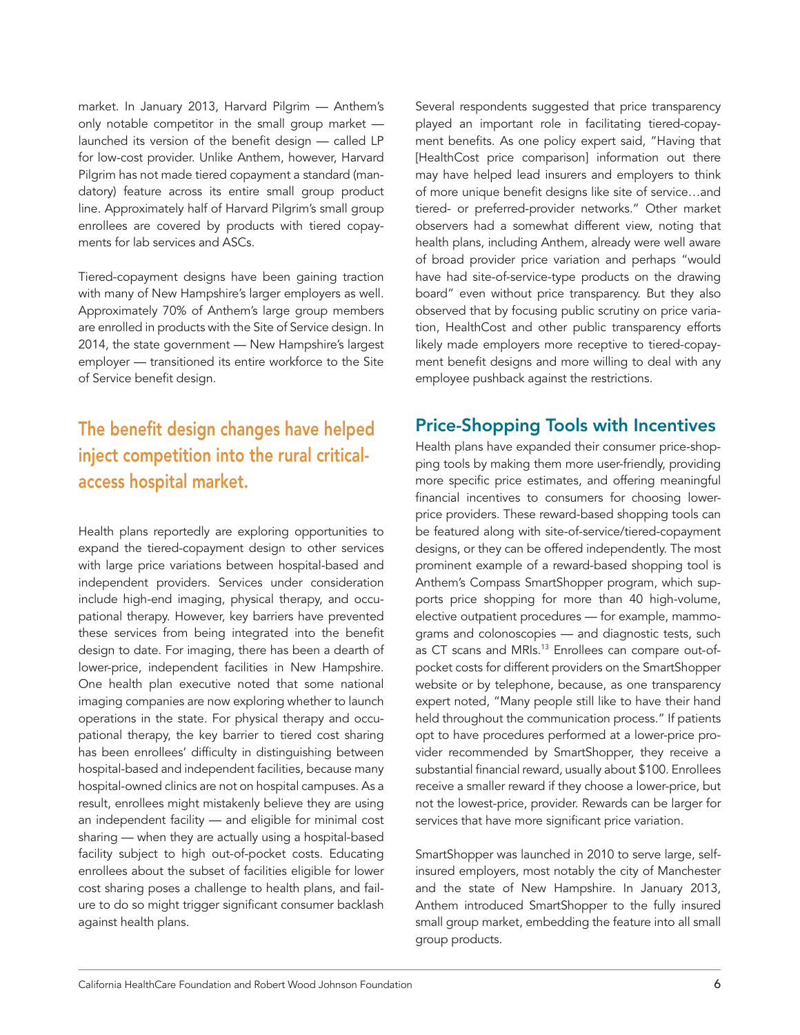market. In January 2013, Harvard Pilgrim — Anthem's only notable competitor in the small group market — launched its version of the benefit design — called LP for low-cost provider. Unlike Anthem, however, Harvard Pilgrim has not made tiered copayment a standard (mandatory) feature across its entire small group product line. Approximately half of Harvard Pilgrim's small group enrollees are covered by products with tiered copayments for lab services and ASCs.

Tiered-copayment designs have been gaining traction with many of New Hampshire's larger employers as well. Approximately 70% of Anthem's large group members are enrolled in products with the Site of Service design. In 2014, the state government — New Hampshire's largest employer — transitioned its entire workforce to the Site of Service benefit design.

**The benefit design changes have helped inject competition into the rural critical-access hospital market.**

Health plans reportedly are exploring opportunities to expand the tiered-copayment design to other services with large price variations between hospital-based and independent providers. Services under consideration include high-end imaging, physical therapy, and occupational therapy. However, key barriers have prevented these services from being integrated into the benefit design to date. For imaging, there has been a dearth of lower-price, independent facilities in New Hampshire. One health plan executive noted that some national imaging companies are now exploring whether to launch operations in the state. For physical therapy and occupational therapy, the key barrier to tiered cost sharing has been enrollees' difficulty in distinguishing between hospital-based and independent facilities, because many hospital-owned clinics are not on hospital campuses. As a result, enrollees might mistakenly believe they are using an independent facility — and eligible for minimal cost sharing — when they are actually using a hospital-based facility subject to high out-of-pocket costs. Educating enrollees about the subset of facilities eligible for lower cost sharing poses a challenge to health plans, and failure to do so might trigger significant consumer backlash against health plans.

Several respondents suggested that price transparency played an important role in facilitating tiered-copayment benefits. As one policy expert said, "Having that [HealthCost price comparison] information out there may have helped lead insurers and employers to think of more unique benefit designs like site of service…and tiered- or preferred-provider networks." Other market observers had a somewhat different view, noting that health plans, including Anthem, already were well aware of broad provider price variation and perhaps "would have had site-of-service-type products on the drawing board" even without price transparency. But they also observed that by focusing public scrutiny on price variation, HealthCost and other public transparency efforts likely made employers more receptive to tiered-copayment benefit designs and more willing to deal with any employee pushback against the restrictions.

## Price-Shopping Tools with Incentives

Health plans have expanded their consumer price-shopping tools by making them more user-friendly, providing more specific price estimates, and offering meaningful financial incentives to consumers for choosing lower-price providers. These reward-based shopping tools can be featured along with site-of-service/tiered-copayment designs, or they can be offered independently. The most prominent example of a reward-based shopping tool is Anthem's Compass SmartShopper program, which supports price shopping for more than 40 high-volume, elective outpatient procedures — for example, mammograms and colonoscopies — and diagnostic tests, such as CT scans and MRIs.[13] Enrollees can compare out-of-pocket costs for different providers on the SmartShopper website or by telephone, because, as one transparency expert noted, "Many people still like to have their hand held throughout the communication process." If patients opt to have procedures performed at a lower-price provider recommended by SmartShopper, they receive a substantial financial reward, usually about $100. Enrollees receive a smaller reward if they choose a lower-price, but not the lowest-price, provider. Rewards can be larger for services that have more significant price variation.

SmartShopper was launched in 2010 to serve large, self-insured employers, most notably the city of Manchester and the state of New Hampshire. In January 2013, Anthem introduced SmartShopper to the fully insured small group market, embedding the feature into all small group products.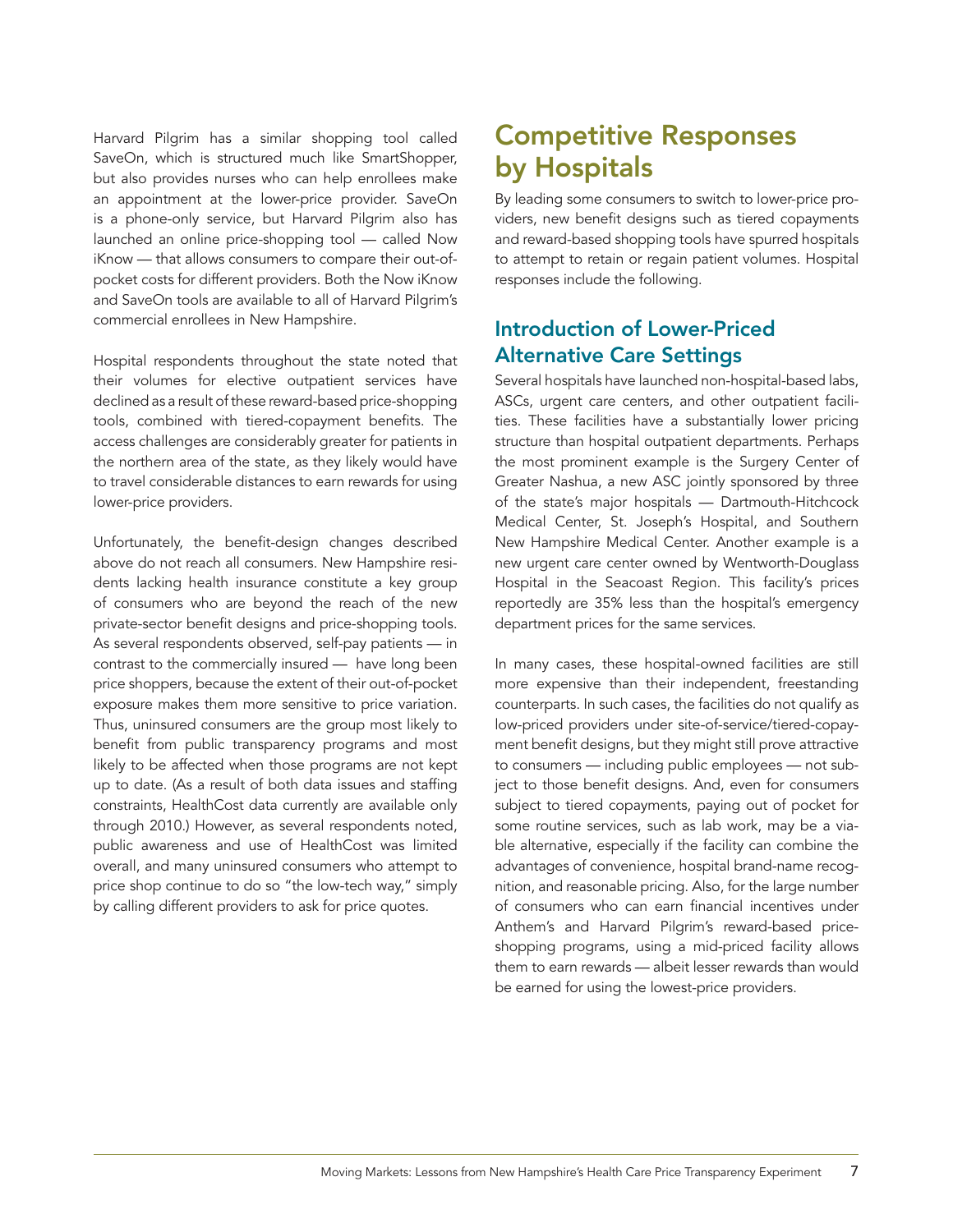Harvard Pilgrim has a similar shopping tool called SaveOn, which is structured much like SmartShopper, but also provides nurses who can help enrollees make an appointment at the lower-price provider. SaveOn is a phone-only service, but Harvard Pilgrim also has launched an online price-shopping tool — called Now iKnow — that allows consumers to compare their out-of-pocket costs for different providers. Both the Now iKnow and SaveOn tools are available to all of Harvard Pilgrim's commercial enrollees in New Hampshire.

Hospital respondents throughout the state noted that their volumes for elective outpatient services have declined as a result of these reward-based price-shopping tools, combined with tiered-copayment benefits. The access challenges are considerably greater for patients in the northern area of the state, as they likely would have to travel considerable distances to earn rewards for using lower-price providers.

Unfortunately, the benefit-design changes described above do not reach all consumers. New Hampshire residents lacking health insurance constitute a key group of consumers who are beyond the reach of the new private-sector benefit designs and price-shopping tools. As several respondents observed, self-pay patients — in contrast to the commercially insured — have long been price shoppers, because the extent of their out-of-pocket exposure makes them more sensitive to price variation. Thus, uninsured consumers are the group most likely to benefit from public transparency programs and most likely to be affected when those programs are not kept up to date. (As a result of both data issues and staffing constraints, HealthCost data currently are available only through 2010.) However, as several respondents noted, public awareness and use of HealthCost was limited overall, and many uninsured consumers who attempt to price shop continue to do so "the low-tech way," simply by calling different providers to ask for price quotes.

# Competitive Responses by Hospitals

By leading some consumers to switch to lower-price providers, new benefit designs such as tiered copayments and reward-based shopping tools have spurred hospitals to attempt to retain or regain patient volumes. Hospital responses include the following.

## Introduction of Lower-Priced Alternative Care Settings

Several hospitals have launched non-hospital-based labs, ASCs, urgent care centers, and other outpatient facilities. These facilities have a substantially lower pricing structure than hospital outpatient departments. Perhaps the most prominent example is the Surgery Center of Greater Nashua, a new ASC jointly sponsored by three of the state's major hospitals — Dartmouth-Hitchcock Medical Center, St. Joseph's Hospital, and Southern New Hampshire Medical Center. Another example is a new urgent care center owned by Wentworth-Douglass Hospital in the Seacoast Region. This facility's prices reportedly are 35% less than the hospital's emergency department prices for the same services.

In many cases, these hospital-owned facilities are still more expensive than their independent, freestanding counterparts. In such cases, the facilities do not qualify as low-priced providers under site-of-service/tiered-copayment benefit designs, but they might still prove attractive to consumers — including public employees — not subject to those benefit designs. And, even for consumers subject to tiered copayments, paying out of pocket for some routine services, such as lab work, may be a viable alternative, especially if the facility can combine the advantages of convenience, hospital brand-name recognition, and reasonable pricing. Also, for the large number of consumers who can earn financial incentives under Anthem's and Harvard Pilgrim's reward-based price-shopping programs, using a mid-priced facility allows them to earn rewards — albeit lesser rewards than would be earned for using the lowest-price providers.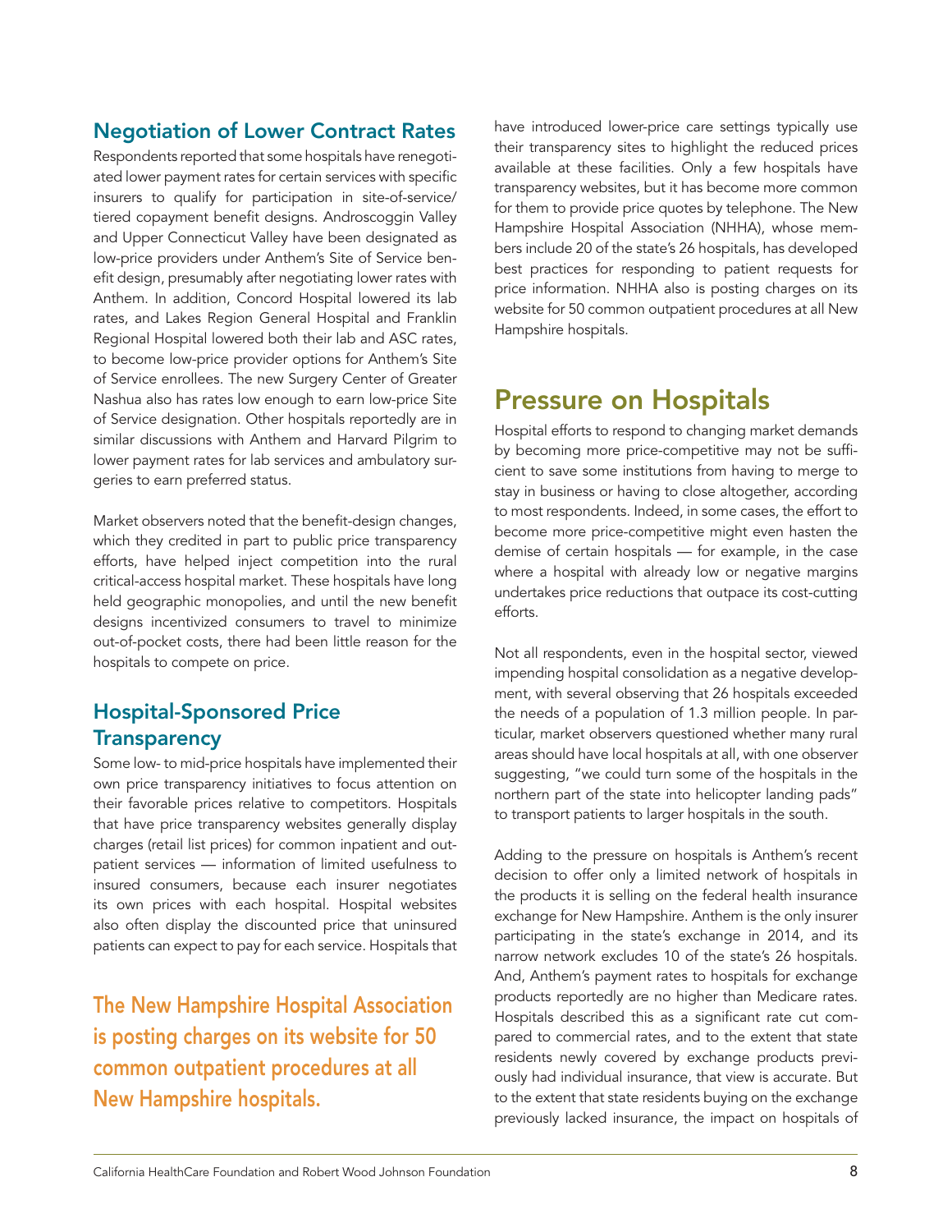### Negotiation of Lower Contract Rates

Respondents reported that some hospitals have renegotiated lower payment rates for certain services with specific insurers to qualify for participation in site-of-service/tiered copayment benefit designs. Androscoggin Valley and Upper Connecticut Valley have been designated as low-price providers under Anthem's Site of Service benefit design, presumably after negotiating lower rates with Anthem. In addition, Concord Hospital lowered its lab rates, and Lakes Region General Hospital and Franklin Regional Hospital lowered both their lab and ASC rates, to become low-price provider options for Anthem's Site of Service enrollees. The new Surgery Center of Greater Nashua also has rates low enough to earn low-price Site of Service designation. Other hospitals reportedly are in similar discussions with Anthem and Harvard Pilgrim to lower payment rates for lab services and ambulatory surgeries to earn preferred status.

Market observers noted that the benefit-design changes, which they credited in part to public price transparency efforts, have helped inject competition into the rural critical-access hospital market. These hospitals have long held geographic monopolies, and until the new benefit designs incentivized consumers to travel to minimize out-of-pocket costs, there had been little reason for the hospitals to compete on price.

### Hospital-Sponsored Price Transparency

Some low- to mid-price hospitals have implemented their own price transparency initiatives to focus attention on their favorable prices relative to competitors. Hospitals that have price transparency websites generally display charges (retail list prices) for common inpatient and outpatient services — information of limited usefulness to insured consumers, because each insurer negotiates its own prices with each hospital. Hospital websites also often display the discounted price that uninsured patients can expect to pay for each service. Hospitals that have introduced lower-price care settings typically use their transparency sites to highlight the reduced prices available at these facilities. Only a few hospitals have transparency websites, but it has become more common for them to provide price quotes by telephone. The New Hampshire Hospital Association (NHHA), whose members include 20 of the state's 26 hospitals, has developed best practices for responding to patient requests for price information. NHHA also is posting charges on its website for 50 common outpatient procedures at all New Hampshire hospitals.

**The New Hampshire Hospital Association is posting charges on its website for 50 common outpatient procedures at all New Hampshire hospitals.**

## Pressure on Hospitals

Hospital efforts to respond to changing market demands by becoming more price-competitive may not be sufficient to save some institutions from having to merge to stay in business or having to close altogether, according to most respondents. Indeed, in some cases, the effort to become more price-competitive might even hasten the demise of certain hospitals — for example, in the case where a hospital with already low or negative margins undertakes price reductions that outpace its cost-cutting efforts.

Not all respondents, even in the hospital sector, viewed impending hospital consolidation as a negative development, with several observing that 26 hospitals exceeded the needs of a population of 1.3 million people. In particular, market observers questioned whether many rural areas should have local hospitals at all, with one observer suggesting, "we could turn some of the hospitals in the northern part of the state into helicopter landing pads" to transport patients to larger hospitals in the south.

Adding to the pressure on hospitals is Anthem's recent decision to offer only a limited network of hospitals in the products it is selling on the federal health insurance exchange for New Hampshire. Anthem is the only insurer participating in the state's exchange in 2014, and its narrow network excludes 10 of the state's 26 hospitals. And, Anthem's payment rates to hospitals for exchange products reportedly are no higher than Medicare rates. Hospitals described this as a significant rate cut compared to commercial rates, and to the extent that state residents newly covered by exchange products previously had individual insurance, that view is accurate. But to the extent that state residents buying on the exchange previously lacked insurance, the impact on hospitals of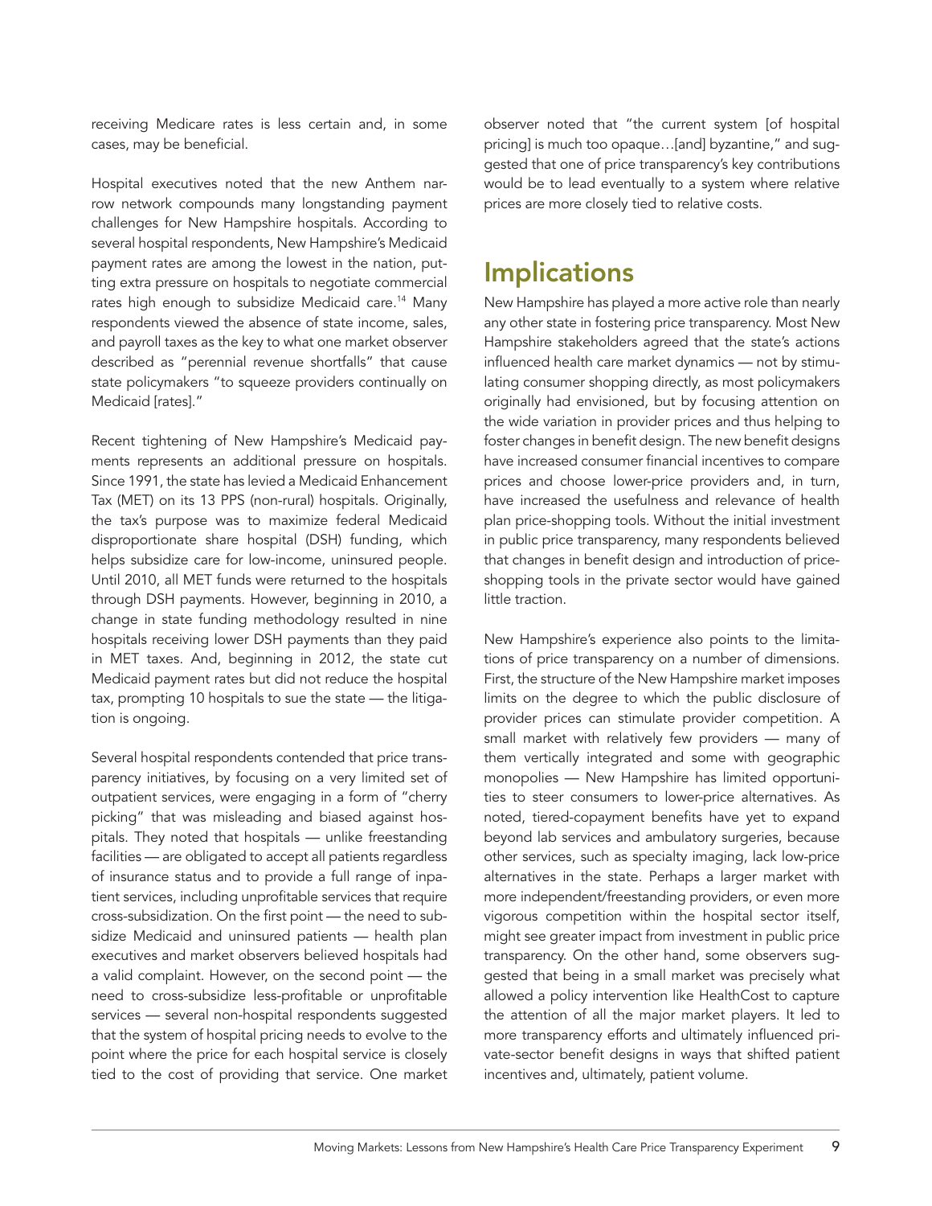receiving Medicare rates is less certain and, in some cases, may be beneficial.

Hospital executives noted that the new Anthem narrow network compounds many longstanding payment challenges for New Hampshire hospitals. According to several hospital respondents, New Hampshire's Medicaid payment rates are among the lowest in the nation, putting extra pressure on hospitals to negotiate commercial rates high enough to subsidize Medicaid care.[14] Many respondents viewed the absence of state income, sales, and payroll taxes as the key to what one market observer described as "perennial revenue shortfalls" that cause state policymakers "to squeeze providers continually on Medicaid [rates]."

Recent tightening of New Hampshire's Medicaid payments represents an additional pressure on hospitals. Since 1991, the state has levied a Medicaid Enhancement Tax (MET) on its 13 PPS (non-rural) hospitals. Originally, the tax's purpose was to maximize federal Medicaid disproportionate share hospital (DSH) funding, which helps subsidize care for low-income, uninsured people. Until 2010, all MET funds were returned to the hospitals through DSH payments. However, beginning in 2010, a change in state funding methodology resulted in nine hospitals receiving lower DSH payments than they paid in MET taxes. And, beginning in 2012, the state cut Medicaid payment rates but did not reduce the hospital tax, prompting 10 hospitals to sue the state — the litigation is ongoing.

Several hospital respondents contended that price transparency initiatives, by focusing on a very limited set of outpatient services, were engaging in a form of "cherry picking" that was misleading and biased against hospitals. They noted that hospitals — unlike freestanding facilities — are obligated to accept all patients regardless of insurance status and to provide a full range of inpatient services, including unprofitable services that require cross-subsidization. On the first point — the need to subsidize Medicaid and uninsured patients — health plan executives and market observers believed hospitals had a valid complaint. However, on the second point — the need to cross-subsidize less-profitable or unprofitable services — several non-hospital respondents suggested that the system of hospital pricing needs to evolve to the point where the price for each hospital service is closely tied to the cost of providing that service. One market observer noted that "the current system [of hospital pricing] is much too opaque…[and] byzantine," and suggested that one of price transparency's key contributions would be to lead eventually to a system where relative prices are more closely tied to relative costs.

# Implications

New Hampshire has played a more active role than nearly any other state in fostering price transparency. Most New Hampshire stakeholders agreed that the state's actions influenced health care market dynamics — not by stimulating consumer shopping directly, as most policymakers originally had envisioned, but by focusing attention on the wide variation in provider prices and thus helping to foster changes in benefit design. The new benefit designs have increased consumer financial incentives to compare prices and choose lower-price providers and, in turn, have increased the usefulness and relevance of health plan price-shopping tools. Without the initial investment in public price transparency, many respondents believed that changes in benefit design and introduction of price-shopping tools in the private sector would have gained little traction.

New Hampshire's experience also points to the limitations of price transparency on a number of dimensions. First, the structure of the New Hampshire market imposes limits on the degree to which the public disclosure of provider prices can stimulate provider competition. A small market with relatively few providers — many of them vertically integrated and some with geographic monopolies — New Hampshire has limited opportunities to steer consumers to lower-price alternatives. As noted, tiered-copayment benefits have yet to expand beyond lab services and ambulatory surgeries, because other services, such as specialty imaging, lack low-price alternatives in the state. Perhaps a larger market with more independent/freestanding providers, or even more vigorous competition within the hospital sector itself, might see greater impact from investment in public price transparency. On the other hand, some observers suggested that being in a small market was precisely what allowed a policy intervention like HealthCost to capture the attention of all the major market players. It led to more transparency efforts and ultimately influenced private-sector benefit designs in ways that shifted patient incentives and, ultimately, patient volume.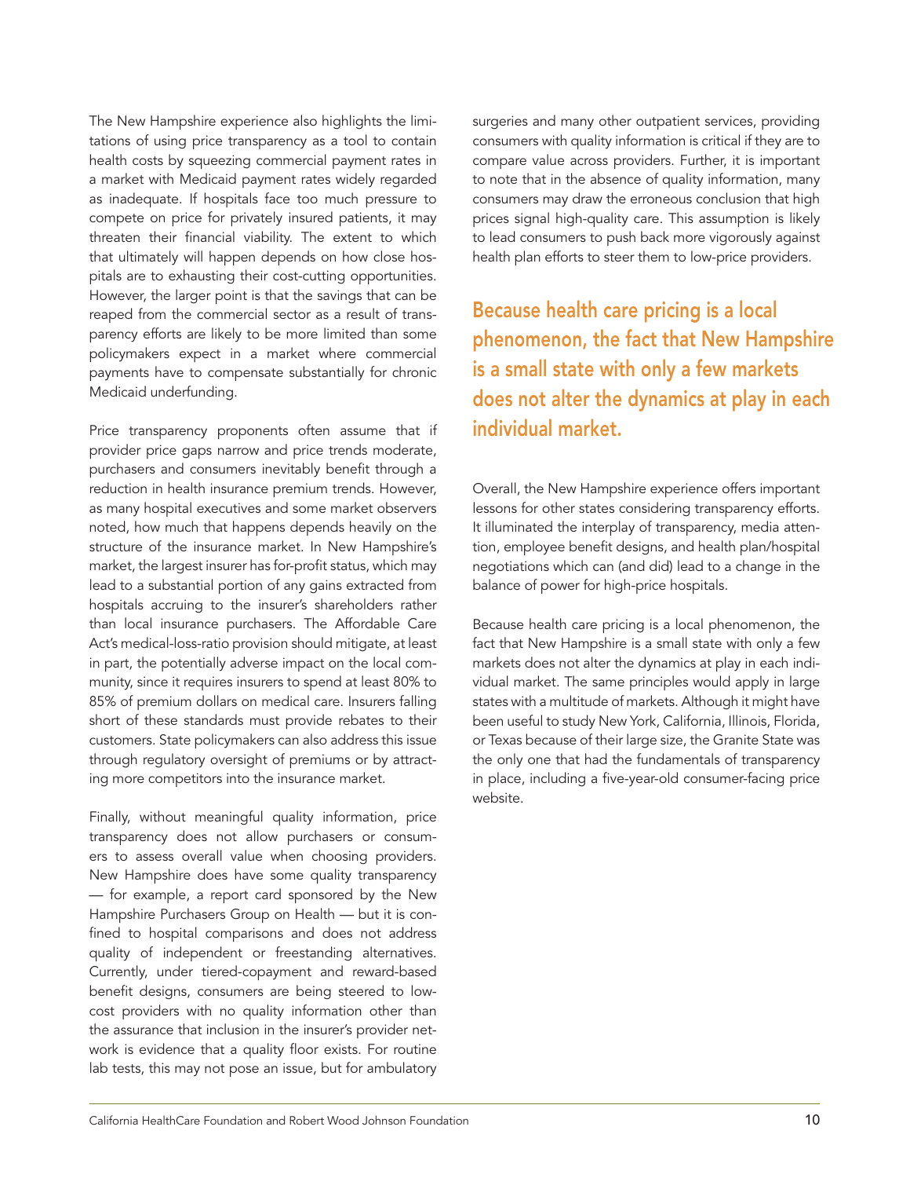The New Hampshire experience also highlights the limitations of using price transparency as a tool to contain health costs by squeezing commercial payment rates in a market with Medicaid payment rates widely regarded as inadequate. If hospitals face too much pressure to compete on price for privately insured patients, it may threaten their financial viability. The extent to which that ultimately will happen depends on how close hospitals are to exhausting their cost-cutting opportunities. However, the larger point is that the savings that can be reaped from the commercial sector as a result of transparency efforts are likely to be more limited than some policymakers expect in a market where commercial payments have to compensate substantially for chronic Medicaid underfunding.

Price transparency proponents often assume that if provider price gaps narrow and price trends moderate, purchasers and consumers inevitably benefit through a reduction in health insurance premium trends. However, as many hospital executives and some market observers noted, how much that happens depends heavily on the structure of the insurance market. In New Hampshire's market, the largest insurer has for-profit status, which may lead to a substantial portion of any gains extracted from hospitals accruing to the insurer's shareholders rather than local insurance purchasers. The Affordable Care Act's medical-loss-ratio provision should mitigate, at least in part, the potentially adverse impact on the local community, since it requires insurers to spend at least 80% to 85% of premium dollars on medical care. Insurers falling short of these standards must provide rebates to their customers. State policymakers can also address this issue through regulatory oversight of premiums or by attracting more competitors into the insurance market.

Finally, without meaningful quality information, price transparency does not allow purchasers or consumers to assess overall value when choosing providers. New Hampshire does have some quality transparency — for example, a report card sponsored by the New Hampshire Purchasers Group on Health — but it is confined to hospital comparisons and does not address quality of independent or freestanding alternatives. Currently, under tiered-copayment and reward-based benefit designs, consumers are being steered to low-cost providers with no quality information other than the assurance that inclusion in the insurer's provider network is evidence that a quality floor exists. For routine lab tests, this may not pose an issue, but for ambulatory surgeries and many other outpatient services, providing consumers with quality information is critical if they are to compare value across providers. Further, it is important to note that in the absence of quality information, many consumers may draw the erroneous conclusion that high prices signal high-quality care. This assumption is likely to lead consumers to push back more vigorously against health plan efforts to steer them to low-price providers.

**Because health care pricing is a local phenomenon, the fact that New Hampshire is a small state with only a few markets does not alter the dynamics at play in each individual market.**

Overall, the New Hampshire experience offers important lessons for other states considering transparency efforts. It illuminated the interplay of transparency, media attention, employee benefit designs, and health plan/hospital negotiations which can (and did) lead to a change in the balance of power for high-price hospitals.

Because health care pricing is a local phenomenon, the fact that New Hampshire is a small state with only a few markets does not alter the dynamics at play in each individual market. The same principles would apply in large states with a multitude of markets. Although it might have been useful to study New York, California, Illinois, Florida, or Texas because of their large size, the Granite State was the only one that had the fundamentals of transparency in place, including a five-year-old consumer-facing price website.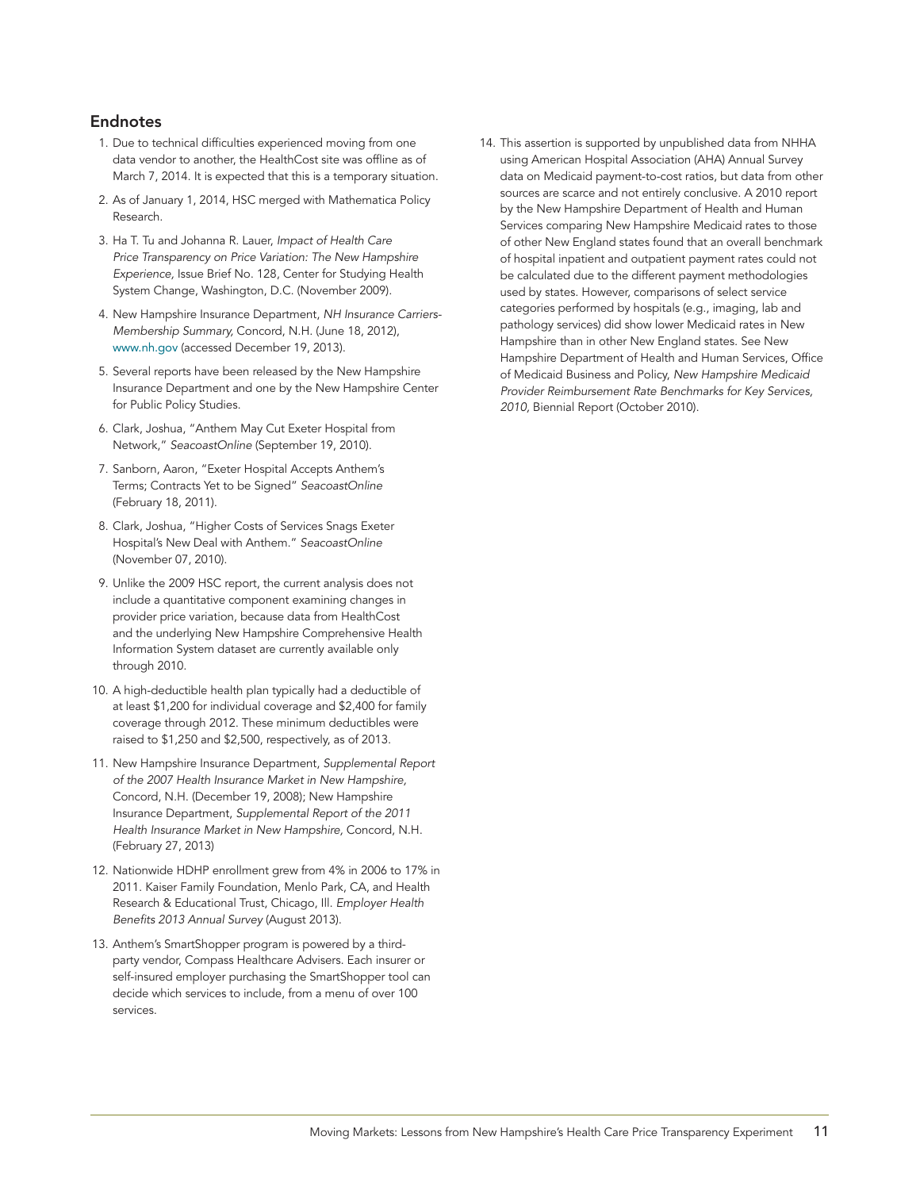## Endnotes

1. Due to technical difficulties experienced moving from one data vendor to another, the HealthCost site was offline as of March 7, 2014. It is expected that this is a temporary situation.
2. As of January 1, 2014, HSC merged with Mathematica Policy Research.
3. Ha T. Tu and Johanna R. Lauer, *Impact of Health Care Price Transparency on Price Variation: The New Hampshire Experience,* Issue Brief No. 128, Center for Studying Health System Change, Washington, D.C. (November 2009).
4. New Hampshire Insurance Department, *NH Insurance Carriers-Membership Summary,* Concord, N.H. (June 18, 2012), www.nh.gov (accessed December 19, 2013).
5. Several reports have been released by the New Hampshire Insurance Department and one by the New Hampshire Center for Public Policy Studies.
6. Clark, Joshua, "Anthem May Cut Exeter Hospital from Network," *SeacoastOnline* (September 19, 2010).
7. Sanborn, Aaron, "Exeter Hospital Accepts Anthem's Terms; Contracts Yet to be Signed" *SeacoastOnline* (February 18, 2011).
8. Clark, Joshua, "Higher Costs of Services Snags Exeter Hospital's New Deal with Anthem." *SeacoastOnline* (November 07, 2010).
9. Unlike the 2009 HSC report, the current analysis does not include a quantitative component examining changes in provider price variation, because data from HealthCost and the underlying New Hampshire Comprehensive Health Information System dataset are currently available only through 2010.
10. A high-deductible health plan typically had a deductible of at least $1,200 for individual coverage and $2,400 for family coverage through 2012. These minimum deductibles were raised to $1,250 and $2,500, respectively, as of 2013.
11. New Hampshire Insurance Department, *Supplemental Report of the 2007 Health Insurance Market in New Hampshire,* Concord, N.H. (December 19, 2008); New Hampshire Insurance Department, *Supplemental Report of the 2011 Health Insurance Market in New Hampshire,* Concord, N.H. (February 27, 2013)
12. Nationwide HDHP enrollment grew from 4% in 2006 to 17% in 2011. Kaiser Family Foundation, Menlo Park, CA, and Health Research & Educational Trust, Chicago, Ill. *Employer Health Benefits 2013 Annual Survey* (August 2013).
13. Anthem's SmartShopper program is powered by a third-party vendor, Compass Healthcare Advisers. Each insurer or self-insured employer purchasing the SmartShopper tool can decide which services to include, from a menu of over 100 services.
14. This assertion is supported by unpublished data from NHHA using American Hospital Association (AHA) Annual Survey data on Medicaid payment-to-cost ratios, but data from other sources are scarce and not entirely conclusive. A 2010 report by the New Hampshire Department of Health and Human Services comparing New Hampshire Medicaid rates to those of other New England states found that an overall benchmark of hospital inpatient and outpatient payment rates could not be calculated due to the different payment methodologies used by states. However, comparisons of select service categories performed by hospitals (e.g., imaging, lab and pathology services) did show lower Medicaid rates in New Hampshire than in other New England states. See New Hampshire Department of Health and Human Services, Office of Medicaid Business and Policy, *New Hampshire Medicaid Provider Reimbursement Rate Benchmarks for Key Services, 2010,* Biennial Report (October 2010).